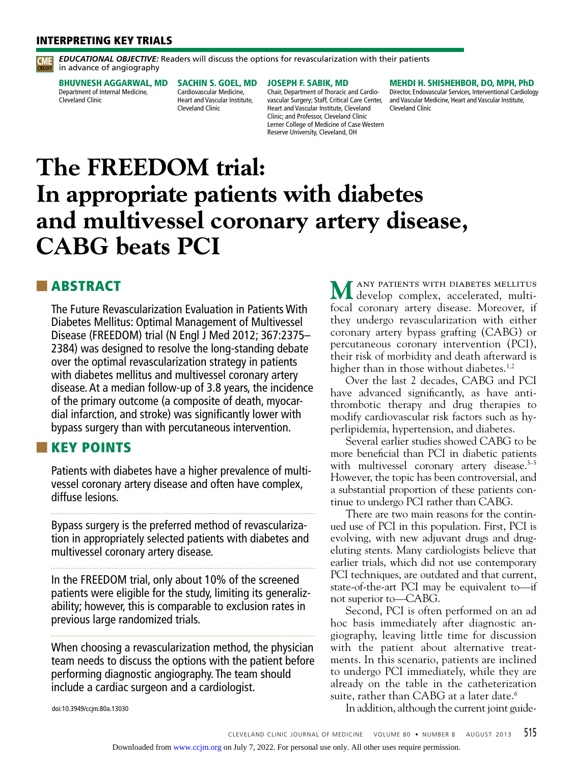INTERPRETING KEY TRIALS

*EDUCATIONAL OBJECTIVE:* Readers will discuss the options for revascularization with their patients in advance of angiography

**BHUVNESH AGGARWAL, MD**
Department of Internal Medicine, Cleveland Clinic

**SACHIN S. GOEL, MD**
Cardiovascular Medicine, Heart and Vascular Institute, Cleveland Clinic

**JOSEPH F. SABIK, MD**
Chair, Department of Thoracic and Cardiovascular Surgery; Staff, Critical Care Center, Heart and Vascular Institute, Cleveland Clinic; and Professor, Cleveland Clinic Lerner College of Medicine of Case Western Reserve University, Cleveland, OH

**MEHDI H. SHISHEHBOR, DO, MPH, PhD**
Director, Endovascular Services, Interventional Cardiology and Vascular Medicine, Heart and Vascular Institute, Cleveland Clinic

# The FREEDOM trial: In appropriate patients with diabetes and multivessel coronary artery disease, CABG beats PCI

## ABSTRACT

The Future Revascularization Evaluation in Patients With Diabetes Mellitus: Optimal Management of Multivessel Disease (FREEDOM) trial (N Engl J Med 2012; 367:2375–2384) was designed to resolve the long-standing debate over the optimal revascularization strategy in patients with diabetes mellitus and multivessel coronary artery disease. At a median follow-up of 3.8 years, the incidence of the primary outcome (a composite of death, myocardial infarction, and stroke) was significantly lower with bypass surgery than with percutaneous intervention.

## KEY POINTS

Patients with diabetes have a higher prevalence of multivessel coronary artery disease and often have complex, diffuse lesions.

Bypass surgery is the preferred method of revascularization in appropriately selected patients with diabetes and multivessel coronary artery disease.

In the FREEDOM trial, only about 10% of the screened patients were eligible for the study, limiting its generalizability; however, this is comparable to exclusion rates in previous large randomized trials.

When choosing a revascularization method, the physician team needs to discuss the options with the patient before performing diagnostic angiography. The team should include a cardiac surgeon and a cardiologist.

doi:10.3949/ccjm.80a.13030

Many patients with diabetes mellitus develop complex, accelerated, multifocal coronary artery disease. Moreover, if they undergo revascularization with either coronary artery bypass grafting (CABG) or percutaneous coronary intervention (PCI), their risk of morbidity and death afterward is higher than in those without diabetes.[1,2]

Over the last 2 decades, CABG and PCI have advanced significantly, as have antithrombotic therapy and drug therapies to modify cardiovascular risk factors such as hyperlipidemia, hypertension, and diabetes.

Several earlier studies showed CABG to be more beneficial than PCI in diabetic patients with multivessel coronary artery disease.[3–5] However, the topic has been controversial, and a substantial proportion of these patients continue to undergo PCI rather than CABG.

There are two main reasons for the continued use of PCI in this population. First, PCI is evolving, with new adjuvant drugs and drug-eluting stents. Many cardiologists believe that earlier trials, which did not use contemporary PCI techniques, are outdated and that current, state-of-the-art PCI may be equivalent to—if not superior to—CABG.

Second, PCI is often performed on an ad hoc basis immediately after diagnostic angiography, leaving little time for discussion with the patient about alternative treatments. In this scenario, patients are inclined to undergo PCI immediately, while they are already on the table in the catheterization suite, rather than CABG at a later date.[6]

In addition, although the current joint guide-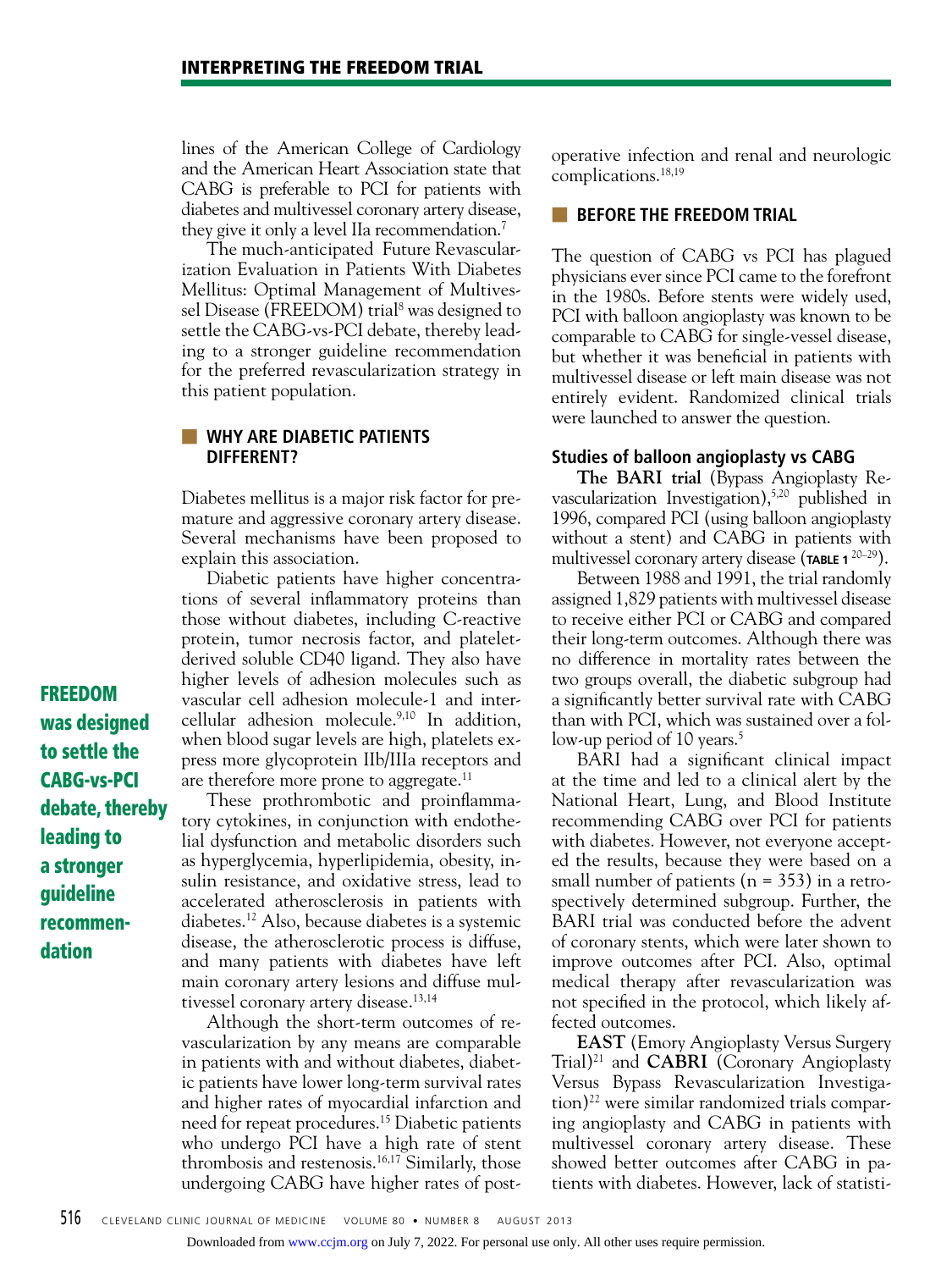lines of the American College of Cardiology and the American Heart Association state that CABG is preferable to PCI for patients with diabetes and multivessel coronary artery disease, they give it only a level IIa recommendation.[7]

The much-anticipated Future Revascularization Evaluation in Patients With Diabetes Mellitus: Optimal Management of Multivessel Disease (FREEDOM) trial[8] was designed to settle the CABG-vs-PCI debate, thereby leading to a stronger guideline recommendation for the preferred revascularization strategy in this patient population.

## WHY ARE DIABETIC PATIENTS DIFFERENT?

Diabetes mellitus is a major risk factor for premature and aggressive coronary artery disease. Several mechanisms have been proposed to explain this association.

Diabetic patients have higher concentrations of several inflammatory proteins than those without diabetes, including C-reactive protein, tumor necrosis factor, and platelet-derived soluble CD40 ligand. They also have higher levels of adhesion molecules such as vascular cell adhesion molecule-1 and intercellular adhesion molecule.[9,10] In addition, when blood sugar levels are high, platelets express more glycoprotein IIb/IIIa receptors and are therefore more prone to aggregate.[11]

These prothrombotic and proinflammatory cytokines, in conjunction with endothelial dysfunction and metabolic disorders such as hyperglycemia, hyperlipidemia, obesity, insulin resistance, and oxidative stress, lead to accelerated atherosclerosis in patients with diabetes.[12] Also, because diabetes is a systemic disease, the atherosclerotic process is diffuse, and many patients with diabetes have left main coronary artery lesions and diffuse multivessel coronary artery disease.[13,14]

Although the short-term outcomes of revascularization by any means are comparable in patients with and without diabetes, diabetic patients have lower long-term survival rates and higher rates of myocardial infarction and need for repeat procedures.[15] Diabetic patients who undergo PCI have a high rate of stent thrombosis and restenosis.[16,17] Similarly, those undergoing CABG have higher rates of postoperative infection and renal and neurologic complications.[18,19]

**FREEDOM was designed to settle the CABG-vs-PCI debate, thereby leading to a stronger guideline recommendation**

## BEFORE THE FREEDOM TRIAL

The question of CABG vs PCI has plagued physicians ever since PCI came to the forefront in the 1980s. Before stents were widely used, PCI with balloon angioplasty was known to be comparable to CABG for single-vessel disease, but whether it was beneficial in patients with multivessel disease or left main disease was not entirely evident. Randomized clinical trials were launched to answer the question.

### Studies of balloon angioplasty vs CABG

**The BARI trial** (Bypass Angioplasty Revascularization Investigation),[5,20] published in 1996, compared PCI (using balloon angioplasty without a stent) and CABG in patients with multivessel coronary artery disease (**TABLE 1** [20–29]).

Between 1988 and 1991, the trial randomly assigned 1,829 patients with multivessel disease to receive either PCI or CABG and compared their long-term outcomes. Although there was no difference in mortality rates between the two groups overall, the diabetic subgroup had a significantly better survival rate with CABG than with PCI, which was sustained over a follow-up period of 10 years.[5]

BARI had a significant clinical impact at the time and led to a clinical alert by the National Heart, Lung, and Blood Institute recommending CABG over PCI for patients with diabetes. However, not everyone accepted the results, because they were based on a small number of patients (n = 353) in a retrospectively determined subgroup. Further, the BARI trial was conducted before the advent of coronary stents, which were later shown to improve outcomes after PCI. Also, optimal medical therapy after revascularization was not specified in the protocol, which likely affected outcomes.

**EAST** (Emory Angioplasty Versus Surgery Trial)[21] and **CABRI** (Coronary Angioplasty Versus Bypass Revascularization Investigation)[22] were similar randomized trials comparing angioplasty and CABG in patients with multivessel coronary artery disease. These showed better outcomes after CABG in patients with diabetes. However, lack of statisti-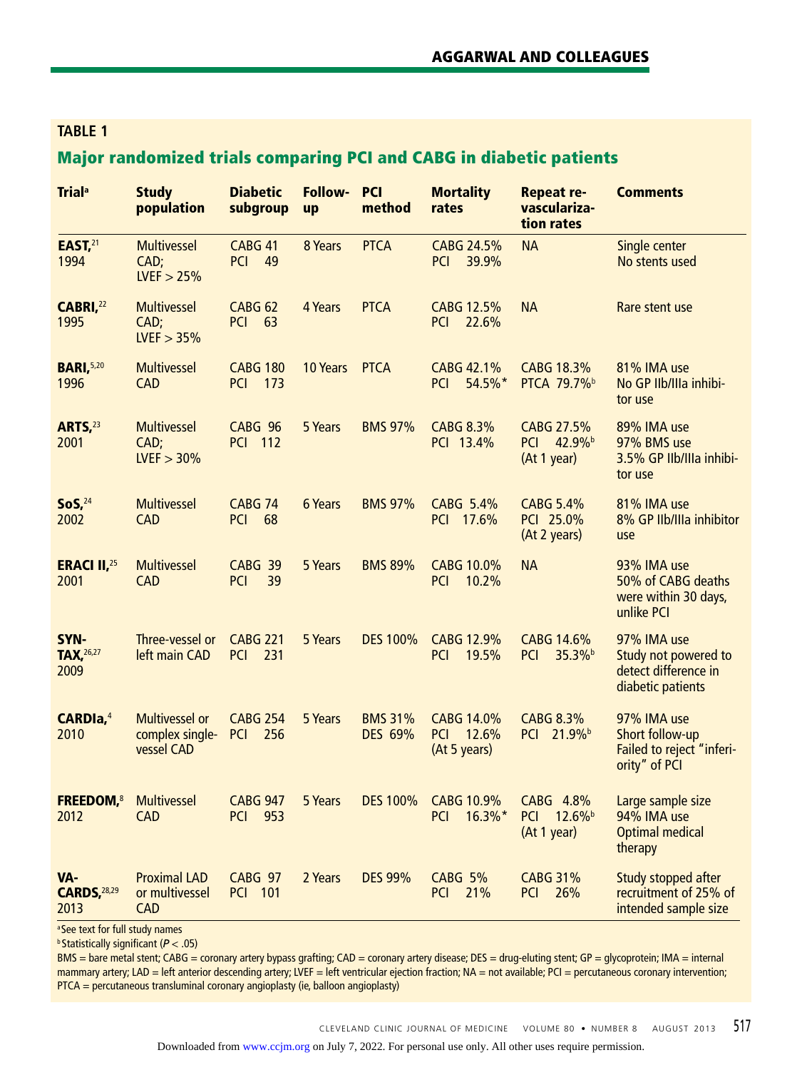**TABLE 1**

## Major randomized trials comparing PCI and CABG in diabetic patients

| Trial[a] | Study population | Diabetic subgroup | Follow-up | PCI method | Mortality rates | Repeat revascularization rates | Comments |
|---|---|---|---|---|---|---|---|
| **EAST,**[21] 1994 | Multivessel CAD; LVEF > 25% | CABG 41<br>PCI 49 | 8 Years | PTCA | CABG 24.5%<br>PCI 39.9% | NA | Single center<br>No stents used |
| **CABRI,**[22] 1995 | Multivessel CAD; LVEF > 35% | CABG 62<br>PCI 63 | 4 Years | PTCA | CABG 12.5%<br>PCI 22.6% | NA | Rare stent use |
| **BARI,**[5,20] 1996 | Multivessel CAD | CABG 180<br>PCI 173 | 10 Years | PTCA | CABG 42.1%<br>PCI 54.5%* | CABG 18.3%<br>PTCA 79.7%[b] | 81% IMA use<br>No GP IIb/IIIa inhibitor use |
| **ARTS,**[23] 2001 | Multivessel CAD; LVEF > 30% | CABG 96<br>PCI 112 | 5 Years | BMS 97% | CABG 8.3%<br>PCI 13.4% | CABG 27.5%<br>PCI 42.9%[b]<br>(At 1 year) | 89% IMA use<br>97% BMS use<br>3.5% GP IIb/IIIa inhibitor use |
| **SoS,**[24] 2002 | Multivessel CAD | CABG 74<br>PCI 68 | 6 Years | BMS 97% | CABG 5.4%<br>PCI 17.6% | CABG 5.4%<br>PCI 25.0%<br>(At 2 years) | 81% IMA use<br>8% GP IIb/IIIa inhibitor use |
| **ERACI II,**[25] 2001 | Multivessel CAD | CABG 39<br>PCI 39 | 5 Years | BMS 89% | CABG 10.0%<br>PCI 10.2% | NA | 93% IMA use<br>50% of CABG deaths were within 30 days, unlike PCI |
| **SYNTAX,**[26,27] 2009 | Three-vessel or left main CAD | CABG 221<br>PCI 231 | 5 Years | DES 100% | CABG 12.9%<br>PCI 19.5% | CABG 14.6%<br>PCI 35.3%[b] | 97% IMA use<br>Study not powered to detect difference in diabetic patients |
| **CARDIa,**[4] 2010 | Multivessel or complex single-vessel CAD | CABG 254<br>PCI 256 | 5 Years | BMS 31%<br>DES 69% | CABG 14.0%<br>PCI 12.6%<br>(At 5 years) | CABG 8.3%<br>PCI 21.9%[b] | 97% IMA use<br>Short follow-up<br>Failed to reject "inferiority" of PCI |
| **FREEDOM,**[8] 2012 | Multivessel CAD | CABG 947<br>PCI 953 | 5 Years | DES 100% | CABG 10.9%<br>PCI 16.3%* | CABG 4.8%<br>PCI 12.6%[b]<br>(At 1 year) | Large sample size<br>94% IMA use<br>Optimal medical therapy |
| **VA-CARDS,**[28,29] 2013 | Proximal LAD or multivessel CAD | CABG 97<br>PCI 101 | 2 Years | DES 99% | CABG 5%<br>PCI 21% | CABG 31%<br>PCI 26% | Study stopped after recruitment of 25% of intended sample size |

[a] See text for full study names

[b] Statistically significant ($P < .05$)

BMS = bare metal stent; CABG = coronary artery bypass grafting; CAD = coronary artery disease; DES = drug-eluting stent; GP = glycoprotein; IMA = internal mammary artery; LAD = left anterior descending artery; LVEF = left ventricular ejection fraction; NA = not available; PCI = percutaneous coronary intervention; PTCA = percutaneous transluminal coronary angioplasty (ie, balloon angioplasty)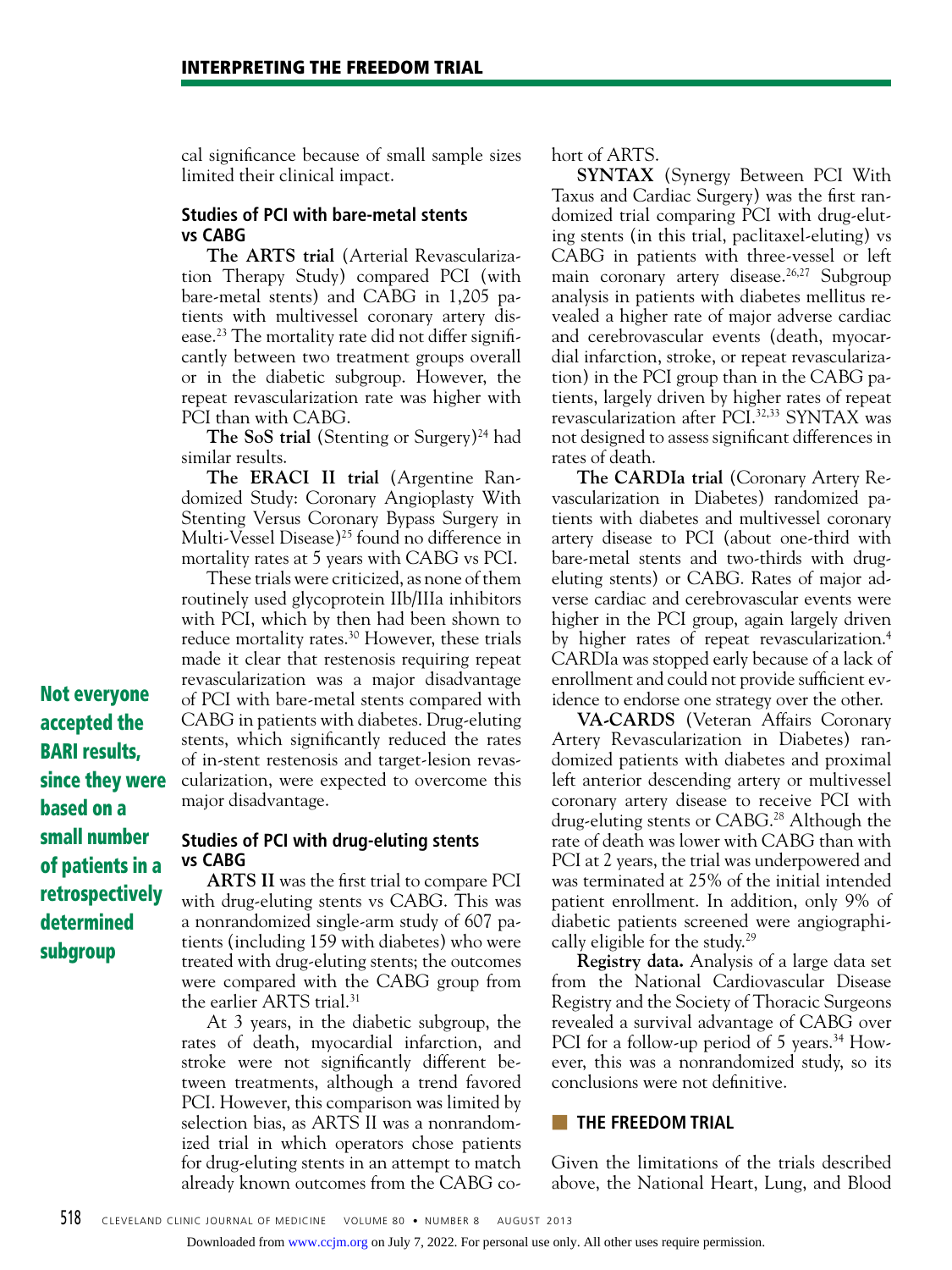cal significance because of small sample sizes limited their clinical impact.

### Studies of PCI with bare-metal stents vs CABG

**The ARTS trial** (Arterial Revascularization Therapy Study) compared PCI (with bare-metal stents) and CABG in 1,205 patients with multivessel coronary artery disease.[23] The mortality rate did not differ significantly between two treatment groups overall or in the diabetic subgroup. However, the repeat revascularization rate was higher with PCI than with CABG.

**The SoS trial** (Stenting or Surgery)[24] had similar results.

**The ERACI II trial** (Argentine Randomized Study: Coronary Angioplasty With Stenting Versus Coronary Bypass Surgery in Multi-Vessel Disease)[25] found no difference in mortality rates at 5 years with CABG vs PCI.

These trials were criticized, as none of them routinely used glycoprotein IIb/IIIa inhibitors with PCI, which by then had been shown to reduce mortality rates.[30] However, these trials made it clear that restenosis requiring repeat revascularization was a major disadvantage of PCI with bare-metal stents compared with CABG in patients with diabetes. Drug-eluting stents, which significantly reduced the rates of in-stent restenosis and target-lesion revascularization, were expected to overcome this major disadvantage.

**Not everyone accepted the BARI results, since they were based on a small number of patients in a retrospectively determined subgroup**

### Studies of PCI with drug-eluting stents vs CABG

**ARTS II** was the first trial to compare PCI with drug-eluting stents vs CABG. This was a nonrandomized single-arm study of 607 patients (including 159 with diabetes) who were treated with drug-eluting stents; the outcomes were compared with the CABG group from the earlier ARTS trial.[31]

At 3 years, in the diabetic subgroup, the rates of death, myocardial infarction, and stroke were not significantly different between treatments, although a trend favored PCI. However, this comparison was limited by selection bias, as ARTS II was a nonrandomized trial in which operators chose patients for drug-eluting stents in an attempt to match already known outcomes from the CABG cohort of ARTS.

**SYNTAX** (Synergy Between PCI With Taxus and Cardiac Surgery) was the first randomized trial comparing PCI with drug-eluting stents (in this trial, paclitaxel-eluting) vs CABG in patients with three-vessel or left main coronary artery disease.[26,27] Subgroup analysis in patients with diabetes mellitus revealed a higher rate of major adverse cardiac and cerebrovascular events (death, myocardial infarction, stroke, or repeat revascularization) in the PCI group than in the CABG patients, largely driven by higher rates of repeat revascularization after PCI.[32,33] SYNTAX was not designed to assess significant differences in rates of death.

**The CARDIa trial** (Coronary Artery Revascularization in Diabetes) randomized patients with diabetes and multivessel coronary artery disease to PCI (about one-third with bare-metal stents and two-thirds with drug-eluting stents) or CABG. Rates of major adverse cardiac and cerebrovascular events were higher in the PCI group, again largely driven by higher rates of repeat revascularization.[4] CARDIa was stopped early because of a lack of enrollment and could not provide sufficient evidence to endorse one strategy over the other.

**VA-CARDS** (Veteran Affairs Coronary Artery Revascularization in Diabetes) randomized patients with diabetes and proximal left anterior descending artery or multivessel coronary artery disease to receive PCI with drug-eluting stents or CABG.[28] Although the rate of death was lower with CABG than with PCI at 2 years, the trial was underpowered and was terminated at 25% of the initial intended patient enrollment. In addition, only 9% of diabetic patients screened were angiographically eligible for the study.[29]

**Registry data.** Analysis of a large data set from the National Cardiovascular Disease Registry and the Society of Thoracic Surgeons revealed a survival advantage of CABG over PCI for a follow-up period of 5 years.[34] However, this was a nonrandomized study, so its conclusions were not definitive.

## THE FREEDOM TRIAL

Given the limitations of the trials described above, the National Heart, Lung, and Blood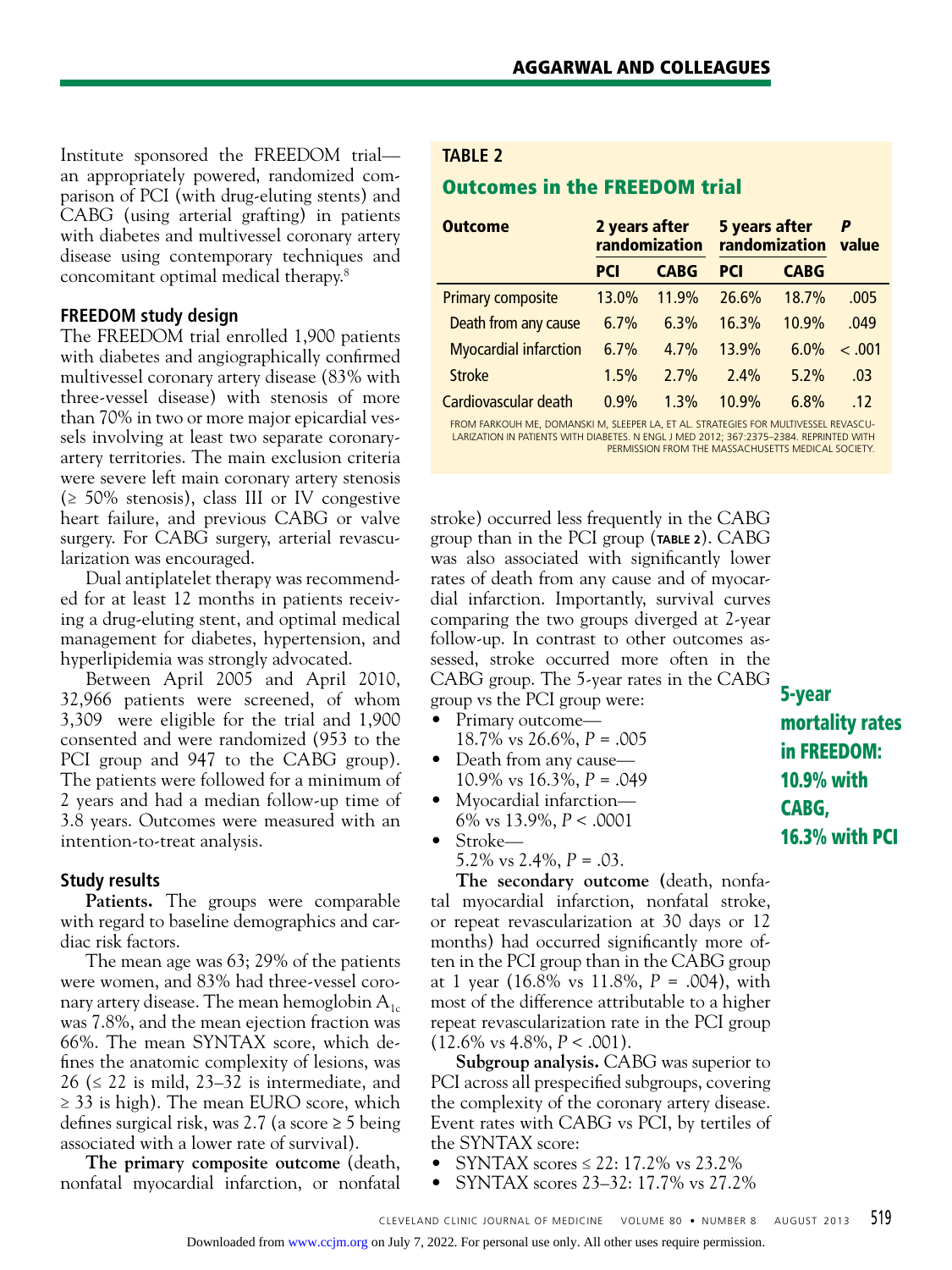Institute sponsored the FREEDOM trial—an appropriately powered, randomized comparison of PCI (with drug-eluting stents) and CABG (using arterial grafting) in patients with diabetes and multivessel coronary artery disease using contemporary techniques and concomitant optimal medical therapy.[8]

### FREEDOM study design

The FREEDOM trial enrolled 1,900 patients with diabetes and angiographically confirmed multivessel coronary artery disease (83% with three-vessel disease) with stenosis of more than 70% in two or more major epicardial vessels involving at least two separate coronary-artery territories. The main exclusion criteria were severe left main coronary artery stenosis (≥ 50% stenosis), class III or IV congestive heart failure, and previous CABG or valve surgery. For CABG surgery, arterial revascularization was encouraged.

Dual antiplatelet therapy was recommended for at least 12 months in patients receiving a drug-eluting stent, and optimal medical management for diabetes, hypertension, and hyperlipidemia was strongly advocated.

Between April 2005 and April 2010, 32,966 patients were screened, of whom 3,309 were eligible for the trial and 1,900 consented and were randomized (953 to the PCI group and 947 to the CABG group). The patients were followed for a minimum of 2 years and had a median follow-up time of 3.8 years. Outcomes were measured with an intention-to-treat analysis.

### Study results

**Patients.** The groups were comparable with regard to baseline demographics and cardiac risk factors.

The mean age was 63; 29% of the patients were women, and 83% had three-vessel coronary artery disease. The mean hemoglobin $A_{1c}$ was 7.8%, and the mean ejection fraction was 66%. The mean SYNTAX score, which defines the anatomic complexity of lesions, was 26 (≤ 22 is mild, 23–32 is intermediate, and ≥ 33 is high). The mean EURO score, which defines surgical risk, was 2.7 (a score ≥ 5 being associated with a lower rate of survival).

**The primary composite outcome** (death, nonfatal myocardial infarction, or nonfatal stroke) occurred less frequently in the CABG group than in the PCI group (**TABLE 2**). CABG was also associated with significantly lower rates of death from any cause and of myocardial infarction. Importantly, survival curves comparing the two groups diverged at 2-year follow-up. In contrast to other outcomes assessed, stroke occurred more often in the CABG group. The 5-year rates in the CABG group vs the PCI group were:

- Primary outcome—
  18.7% vs 26.6%, *P* = .005
- Death from any cause—
  10.9% vs 16.3%, *P* = .049
- Myocardial infarction—
  6% vs 13.9%, *P* < .0001
- Stroke—
  5.2% vs 2.4%, *P* = .03.

**TABLE 2**

**Outcomes in the FREEDOM trial**

| Outcome | 2 years after randomization | | 5 years after randomization | | *P* value |
|---|---|---|---|---|---|
| | PCI | CABG | PCI | CABG | |
| Primary composite | 13.0% | 11.9% | 26.6% | 18.7% | .005 |
| Death from any cause | 6.7% | 6.3% | 16.3% | 10.9% | .049 |
| Myocardial infarction | 6.7% | 4.7% | 13.9% | 6.0% | < .001 |
| Stroke | 1.5% | 2.7% | 2.4% | 5.2% | .03 |
| Cardiovascular death | 0.9% | 1.3% | 10.9% | 6.8% | .12 |

FROM FARKOUH ME, DOMANSKI M, SLEEPER LA, ET AL. STRATEGIES FOR MULTIVESSEL REVASCULARIZATION IN PATIENTS WITH DIABETES. N ENGL J MED 2012; 367:2375–2384. REPRINTED WITH PERMISSION FROM THE MASSACHUSETTS MEDICAL SOCIETY.

**5-year mortality rates in FREEDOM: 10.9% with CABG, 16.3% with PCI**

**The secondary outcome** (death, nonfatal myocardial infarction, nonfatal stroke, or repeat revascularization at 30 days or 12 months) had occurred significantly more often in the PCI group than in the CABG group at 1 year (16.8% vs 11.8%, *P* = .004), with most of the difference attributable to a higher repeat revascularization rate in the PCI group (12.6% vs 4.8%, *P* < .001).

**Subgroup analysis.** CABG was superior to PCI across all prespecified subgroups, covering the complexity of the coronary artery disease. Event rates with CABG vs PCI, by tertiles of the SYNTAX score:

- SYNTAX scores ≤ 22: 17.2% vs 23.2%
- SYNTAX scores 23–32: 17.7% vs 27.2%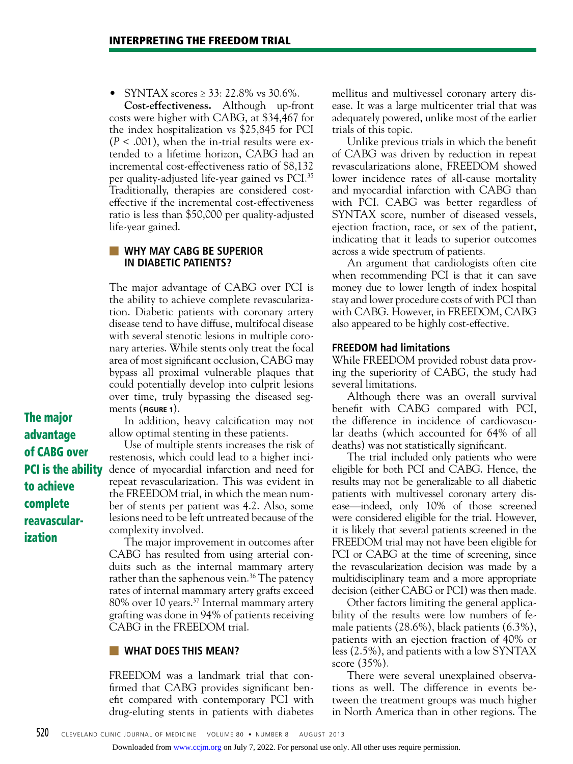- SYNTAX scores ≥ 33: 22.8% vs 30.6%.

**Cost-effectiveness.** Although up-front costs were higher with CABG, at $34,467 for the index hospitalization vs $25,845 for PCI ($P < .001$), when the in-trial results were extended to a lifetime horizon, CABG had an incremental cost-effectiveness ratio of $8,132 per quality-adjusted life-year gained vs PCI.[35] Traditionally, therapies are considered cost-effective if the incremental cost-effectiveness ratio is less than $50,000 per quality-adjusted life-year gained.

## WHY MAY CABG BE SUPERIOR IN DIABETIC PATIENTS?

The major advantage of CABG over PCI is the ability to achieve complete revascularization. Diabetic patients with coronary artery disease tend to have diffuse, multifocal disease with several stenotic lesions in multiple coronary arteries. While stents only treat the focal area of most significant occlusion, CABG may bypass all proximal vulnerable plaques that could potentially develop into culprit lesions over time, truly bypassing the diseased segments (**FIGURE 1**).

**The major advantage of CABG over PCI is the ability to achieve complete reavascularization**

In addition, heavy calcification may not allow optimal stenting in these patients.

Use of multiple stents increases the risk of restenosis, which could lead to a higher incidence of myocardial infarction and need for repeat revascularization. This was evident in the FREEDOM trial, in which the mean number of stents per patient was 4.2. Also, some lesions need to be left untreated because of the complexity involved.

The major improvement in outcomes after CABG has resulted from using arterial conduits such as the internal mammary artery rather than the saphenous vein.[36] The patency rates of internal mammary artery grafts exceed 80% over 10 years.[37] Internal mammary artery grafting was done in 94% of patients receiving CABG in the FREEDOM trial.

## WHAT DOES THIS MEAN?

FREEDOM was a landmark trial that confirmed that CABG provides significant benefit compared with contemporary PCI with drug-eluting stents in patients with diabetes mellitus and multivessel coronary artery disease. It was a large multicenter trial that was adequately powered, unlike most of the earlier trials of this topic.

Unlike previous trials in which the benefit of CABG was driven by reduction in repeat revascularizations alone, FREEDOM showed lower incidence rates of all-cause mortality and myocardial infarction with CABG than with PCI. CABG was better regardless of SYNTAX score, number of diseased vessels, ejection fraction, race, or sex of the patient, indicating that it leads to superior outcomes across a wide spectrum of patients.

An argument that cardiologists often cite when recommending PCI is that it can save money due to lower length of index hospital stay and lower procedure costs of with PCI than with CABG. However, in FREEDOM, CABG also appeared to be highly cost-effective.

### FREEDOM had limitations

While FREEDOM provided robust data proving the superiority of CABG, the study had several limitations.

Although there was an overall survival benefit with CABG compared with PCI, the difference in incidence of cardiovascular deaths (which accounted for 64% of all deaths) was not statistically significant.

The trial included only patients who were eligible for both PCI and CABG. Hence, the results may not be generalizable to all diabetic patients with multivessel coronary artery disease—indeed, only 10% of those screened were considered eligible for the trial. However, it is likely that several patients screened in the FREEDOM trial may not have been eligible for PCI or CABG at the time of screening, since the revascularization decision was made by a multidisciplinary team and a more appropriate decision (either CABG or PCI) was then made.

Other factors limiting the general applicability of the results were low numbers of female patients (28.6%), black patients (6.3%), patients with an ejection fraction of 40% or less (2.5%), and patients with a low SYNTAX score (35%).

There were several unexplained observations as well. The difference in events between the treatment groups was much higher in North America than in other regions. The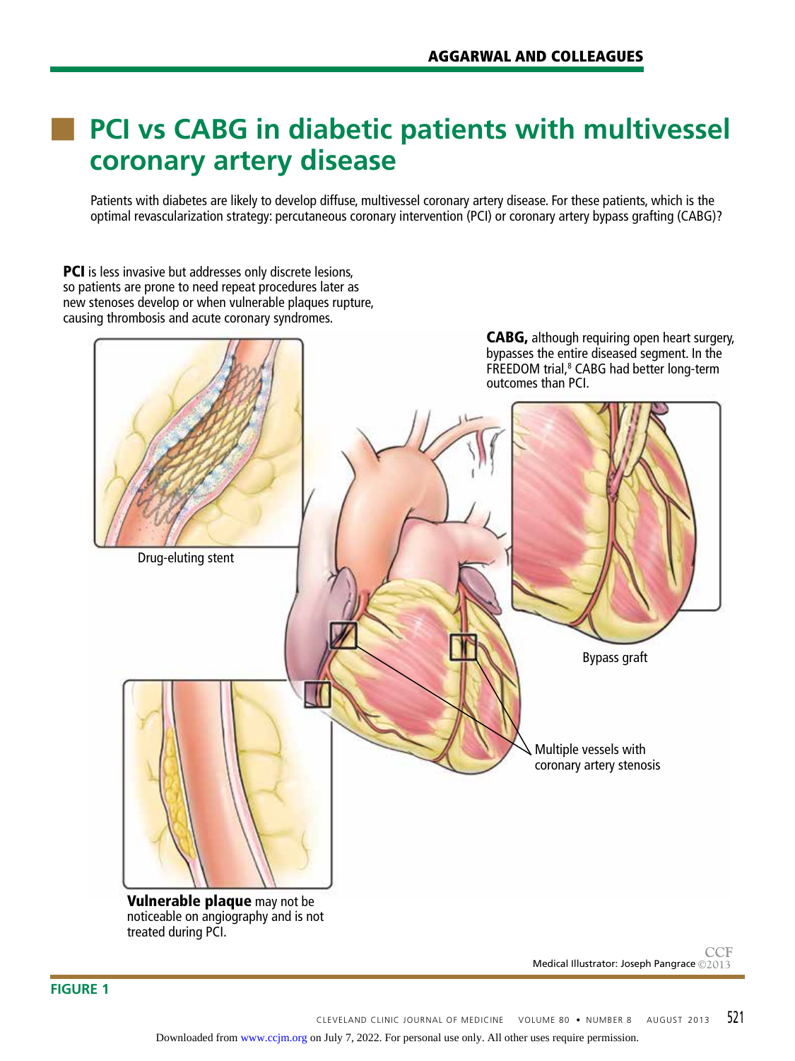## PCI vs CABG in diabetic patients with multivessel coronary artery disease

Patients with diabetes are likely to develop diffuse, multivessel coronary artery disease. For these patients, which is the optimal revascularization strategy: percutaneous coronary intervention (PCI) or coronary artery bypass grafting (CABG)?

**PCI** is less invasive but addresses only discrete lesions, so patients are prone to need repeat procedures later as new stenoses develop or when vulnerable plaques rupture, causing thrombosis and acute coronary syndromes.

**CABG,** although requiring open heart surgery, bypasses the entire diseased segment. In the FREEDOM trial,[8] CABG had better long-term outcomes than PCI.

Drug-eluting stent

Bypass graft

Multiple vessels with coronary artery stenosis

**Vulnerable plaque** may not be noticeable on angiography and is not treated during PCI.

Medical Illustrator: Joseph Pangrace ©2013

**FIGURE 1**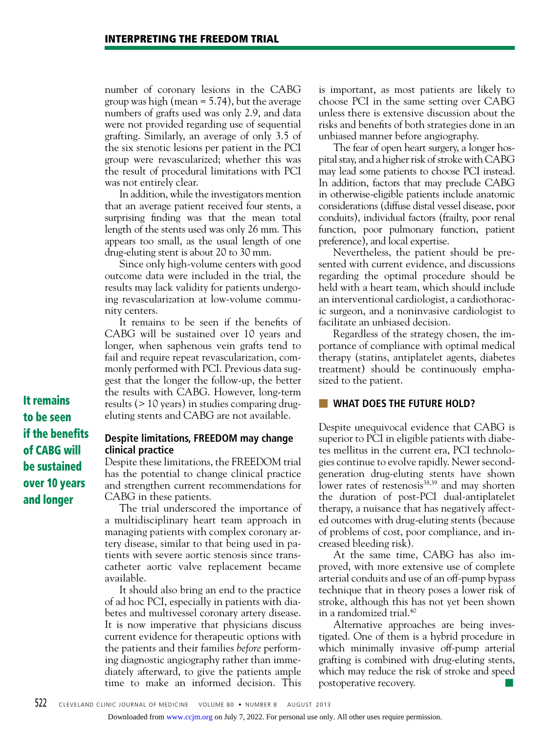number of coronary lesions in the CABG group was high (mean = 5.74), but the average numbers of grafts used was only 2.9, and data were not provided regarding use of sequential grafting. Similarly, an average of only 3.5 of the six stenotic lesions per patient in the PCI group were revascularized; whether this was the result of procedural limitations with PCI was not entirely clear.

In addition, while the investigators mention that an average patient received four stents, a surprising finding was that the mean total length of the stents used was only 26 mm. This appears too small, as the usual length of one drug-eluting stent is about 20 to 30 mm.

Since only high-volume centers with good outcome data were included in the trial, the results may lack validity for patients undergoing revascularization at low-volume community centers.

It remains to be seen if the benefits of CABG will be sustained over 10 years and longer, when saphenous vein grafts tend to fail and require repeat revascularization, commonly performed with PCI. Previous data suggest that the longer the follow-up, the better the results with CABG. However, long-term results (> 10 years) in studies comparing drug-eluting stents and CABG are not available.

**It remains to be seen if the benefits of CABG will be sustained over 10 years and longer**

### Despite limitations, FREEDOM may change clinical practice

Despite these limitations, the FREEDOM trial has the potential to change clinical practice and strengthen current recommendations for CABG in these patients.

The trial underscored the importance of a multidisciplinary heart team approach in managing patients with complex coronary artery disease, similar to that being used in patients with severe aortic stenosis since transcatheter aortic valve replacement became available.

It should also bring an end to the practice of ad hoc PCI, especially in patients with diabetes and multivessel coronary artery disease. It is now imperative that physicians discuss current evidence for therapeutic options with the patients and their families *before* performing diagnostic angiography rather than immediately afterward, to give the patients ample time to make an informed decision. This is important, as most patients are likely to choose PCI in the same setting over CABG unless there is extensive discussion about the risks and benefits of both strategies done in an unbiased manner before angiography.

The fear of open heart surgery, a longer hospital stay, and a higher risk of stroke with CABG may lead some patients to choose PCI instead. In addition, factors that may preclude CABG in otherwise-eligible patients include anatomic considerations (diffuse distal vessel disease, poor conduits), individual factors (frailty, poor renal function, poor pulmonary function, patient preference), and local expertise.

Nevertheless, the patient should be presented with current evidence, and discussions regarding the optimal procedure should be held with a heart team, which should include an interventional cardiologist, a cardiothoracic surgeon, and a noninvasive cardiologist to facilitate an unbiased decision.

Regardless of the strategy chosen, the importance of compliance with optimal medical therapy (statins, antiplatelet agents, diabetes treatment) should be continuously emphasized to the patient.

## WHAT DOES THE FUTURE HOLD?

Despite unequivocal evidence that CABG is superior to PCI in eligible patients with diabetes mellitus in the current era, PCI technologies continue to evolve rapidly. Newer second-generation drug-eluting stents have shown lower rates of restenosis[38,39] and may shorten the duration of post-PCI dual-antiplatelet therapy, a nuisance that has negatively affected outcomes with drug-eluting stents (because of problems of cost, poor compliance, and increased bleeding risk).

At the same time, CABG has also improved, with more extensive use of complete arterial conduits and use of an off-pump bypass technique that in theory poses a lower risk of stroke, although this has not yet been shown in a randomized trial.[40]

Alternative approaches are being investigated. One of them is a hybrid procedure in which minimally invasive off-pump arterial grafting is combined with drug-eluting stents, which may reduce the risk of stroke and speed postoperative recovery. ■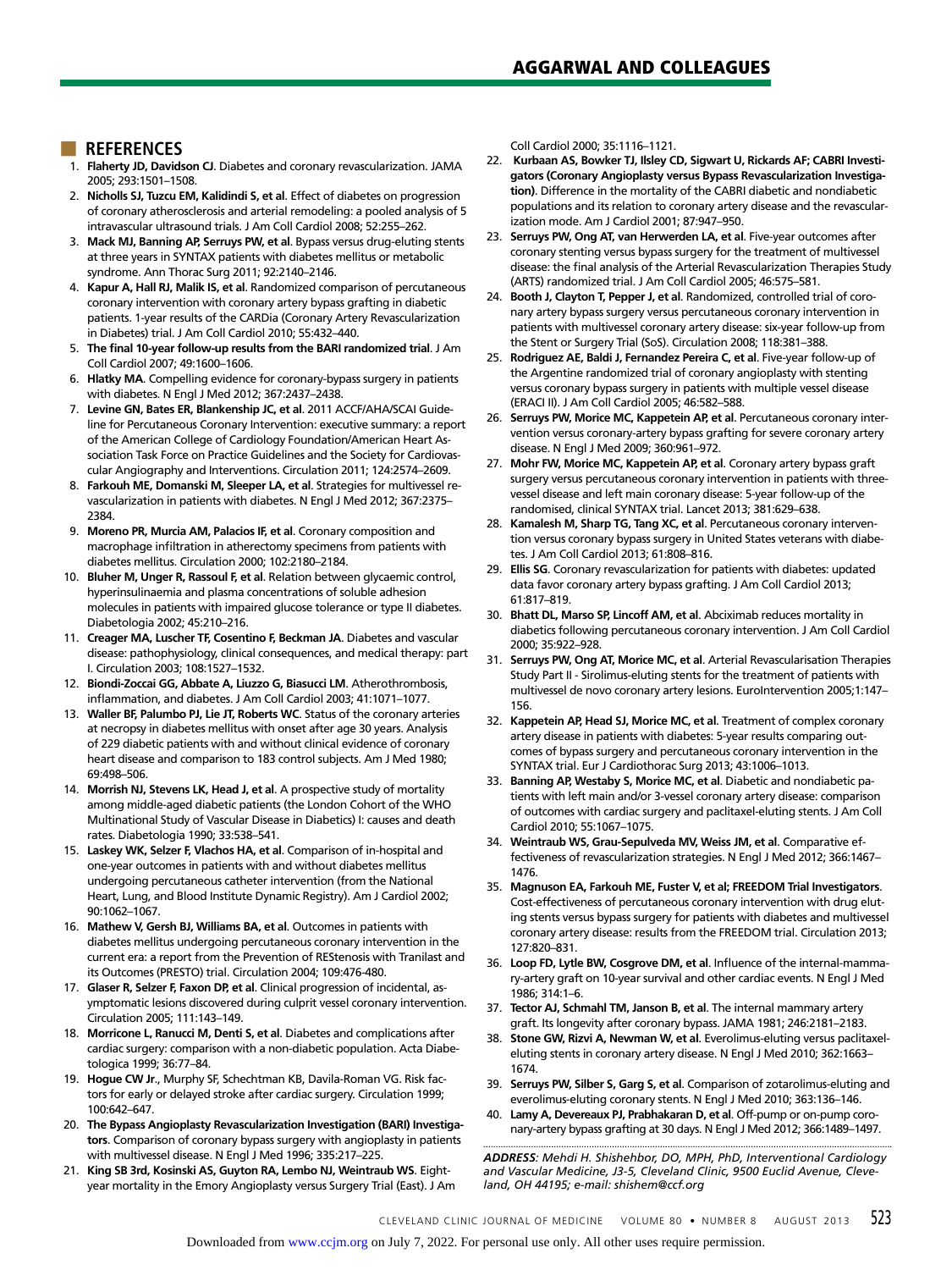## REFERENCES

1. **Flaherty JD, Davidson CJ**. Diabetes and coronary revascularization. JAMA 2005; 293:1501–1508.
2. **Nicholls SJ, Tuzcu EM, Kalidindi S, et al**. Effect of diabetes on progression of coronary atherosclerosis and arterial remodeling: a pooled analysis of 5 intravascular ultrasound trials. J Am Coll Cardiol 2008; 52:255–262.
3. **Mack MJ, Banning AP, Serruys PW, et al**. Bypass versus drug-eluting stents at three years in SYNTAX patients with diabetes mellitus or metabolic syndrome. Ann Thorac Surg 2011; 92:2140–2146.
4. **Kapur A, Hall RJ, Malik IS, et al**. Randomized comparison of percutaneous coronary intervention with coronary artery bypass grafting in diabetic patients. 1-year results of the CARDia (Coronary Artery Revascularization in Diabetes) trial. J Am Coll Cardiol 2010; 55:432–440.
5. **The final 10-year follow-up results from the BARI randomized trial**. J Am Coll Cardiol 2007; 49:1600–1606.
6. **Hlatky MA**. Compelling evidence for coronary-bypass surgery in patients with diabetes. N Engl J Med 2012; 367:2437–2438.
7. **Levine GN, Bates ER, Blankenship JC, et al**. 2011 ACCF/AHA/SCAI Guideline for Percutaneous Coronary Intervention: executive summary: a report of the American College of Cardiology Foundation/American Heart Association Task Force on Practice Guidelines and the Society for Cardiovascular Angiography and Interventions. Circulation 2011; 124:2574–2609.
8. **Farkouh ME, Domanski M, Sleeper LA, et al**. Strategies for multivessel revascularization in patients with diabetes. N Engl J Med 2012; 367:2375–2384.
9. **Moreno PR, Murcia AM, Palacios IF, et al**. Coronary composition and macrophage infiltration in atherectomy specimens from patients with diabetes mellitus. Circulation 2000; 102:2180–2184.
10. **Bluher M, Unger R, Rassoul F, et al**. Relation between glycaemic control, hyperinsulinaemia and plasma concentrations of soluble adhesion molecules in patients with impaired glucose tolerance or type II diabetes. Diabetologia 2002; 45:210–216.
11. **Creager MA, Luscher TF, Cosentino F, Beckman JA**. Diabetes and vascular disease: pathophysiology, clinical consequences, and medical therapy: part I. Circulation 2003; 108:1527–1532.
12. **Biondi-Zoccai GG, Abbate A, Liuzzo G, Biasucci LM**. Atherothrombosis, inflammation, and diabetes. J Am Coll Cardiol 2003; 41:1071–1077.
13. **Waller BF, Palumbo PJ, Lie JT, Roberts WC**. Status of the coronary arteries at necropsy in diabetes mellitus with onset after age 30 years. Analysis of 229 diabetic patients with and without clinical evidence of coronary heart disease and comparison to 183 control subjects. Am J Med 1980; 69:498–506.
14. **Morrish NJ, Stevens LK, Head J, et al**. A prospective study of mortality among middle-aged diabetic patients (the London Cohort of the WHO Multinational Study of Vascular Disease in Diabetics) I: causes and death rates. Diabetologia 1990; 33:538–541.
15. **Laskey WK, Selzer F, Vlachos HA, et al**. Comparison of in-hospital and one-year outcomes in patients with and without diabetes mellitus undergoing percutaneous catheter intervention (from the National Heart, Lung, and Blood Institute Dynamic Registry). Am J Cardiol 2002; 90:1062–1067.
16. **Mathew V, Gersh BJ, Williams BA, et al**. Outcomes in patients with diabetes mellitus undergoing percutaneous coronary intervention in the current era: a report from the Prevention of REStenosis with Tranilast and its Outcomes (PRESTO) trial. Circulation 2004; 109:476-480.
17. **Glaser R, Selzer F, Faxon DP, et al**. Clinical progression of incidental, asymptomatic lesions discovered during culprit vessel coronary intervention. Circulation 2005; 111:143–149.
18. **Morricone L, Ranucci M, Denti S, et al**. Diabetes and complications after cardiac surgery: comparison with a non-diabetic population. Acta Diabetologica 1999; 36:77–84.
19. **Hogue CW Jr**., Murphy SF, Schechtman KB, Davila-Roman VG. Risk factors for early or delayed stroke after cardiac surgery. Circulation 1999; 100:642–647.
20. **The Bypass Angioplasty Revascularization Investigation (BARI) Investigators**. Comparison of coronary bypass surgery with angioplasty in patients with multivessel disease. N Engl J Med 1996; 335:217–225.
21. **King SB 3rd, Kosinski AS, Guyton RA, Lembo NJ, Weintraub WS**. Eight-year mortality in the Emory Angioplasty versus Surgery Trial (East). J Am Coll Cardiol 2000; 35:1116–1121.
22. **Kurbaan AS, Bowker TJ, Ilsley CD, Sigwart U, Rickards AF; CABRI Investigators (Coronary Angioplasty versus Bypass Revascularization Investigation)**. Difference in the mortality of the CABRI diabetic and nondiabetic populations and its relation to coronary artery disease and the revascularization mode. Am J Cardiol 2001; 87:947–950.
23. **Serruys PW, Ong AT, van Herwerden LA, et al**. Five-year outcomes after coronary stenting versus bypass surgery for the treatment of multivessel disease: the final analysis of the Arterial Revascularization Therapies Study (ARTS) randomized trial. J Am Coll Cardiol 2005; 46:575–581.
24. **Booth J, Clayton T, Pepper J, et al**. Randomized, controlled trial of coronary artery bypass surgery versus percutaneous coronary intervention in patients with multivessel coronary artery disease: six-year follow-up from the Stent or Surgery Trial (SoS). Circulation 2008; 118:381–388.
25. **Rodriguez AE, Baldi J, Fernandez Pereira C, et al**. Five-year follow-up of the Argentine randomized trial of coronary angioplasty with stenting versus coronary bypass surgery in patients with multiple vessel disease (ERACI II). J Am Coll Cardiol 2005; 46:582–588.
26. **Serruys PW, Morice MC, Kappetein AP, et al**. Percutaneous coronary intervention versus coronary-artery bypass grafting for severe coronary artery disease. N Engl J Med 2009; 360:961–972.
27. **Mohr FW, Morice MC, Kappetein AP, et al**. Coronary artery bypass graft surgery versus percutaneous coronary intervention in patients with three-vessel disease and left main coronary disease: 5-year follow-up of the randomised, clinical SYNTAX trial. Lancet 2013; 381:629–638.
28. **Kamalesh M, Sharp TG, Tang XC, et al**. Percutaneous coronary intervention versus coronary bypass surgery in United States veterans with diabetes. J Am Coll Cardiol 2013; 61:808–816.
29. **Ellis SG**. Coronary revascularization for patients with diabetes: updated data favor coronary artery bypass grafting. J Am Coll Cardiol 2013; 61:817–819.
30. **Bhatt DL, Marso SP, Lincoff AM, et al**. Abciximab reduces mortality in diabetics following percutaneous coronary intervention. J Am Coll Cardiol 2000; 35:922–928.
31. **Serruys PW, Ong AT, Morice MC, et al**. Arterial Revascularisation Therapies Study Part II - Sirolimus-eluting stents for the treatment of patients with multivessel de novo coronary artery lesions. EuroIntervention 2005;1:147–156.
32. **Kappetein AP, Head SJ, Morice MC, et al**. Treatment of complex coronary artery disease in patients with diabetes: 5-year results comparing outcomes of bypass surgery and percutaneous coronary intervention in the SYNTAX trial. Eur J Cardiothorac Surg 2013; 43:1006–1013.
33. **Banning AP, Westaby S, Morice MC, et al**. Diabetic and nondiabetic patients with left main and/or 3-vessel coronary artery disease: comparison of outcomes with cardiac surgery and paclitaxel-eluting stents. J Am Coll Cardiol 2010; 55:1067–1075.
34. **Weintraub WS, Grau-Sepulveda MV, Weiss JM, et al**. Comparative effectiveness of revascularization strategies. N Engl J Med 2012; 366:1467–1476.
35. **Magnuson EA, Farkouh ME, Fuster V, et al; FREEDOM Trial Investigators**. Cost-effectiveness of percutaneous coronary intervention with drug eluting stents versus bypass surgery for patients with diabetes and multivessel coronary artery disease: results from the FREEDOM trial. Circulation 2013; 127:820–831.
36. **Loop FD, Lytle BW, Cosgrove DM, et al**. Influence of the internal-mammary-artery graft on 10-year survival and other cardiac events. N Engl J Med 1986; 314:1–6.
37. **Tector AJ, Schmahl TM, Janson B, et al**. The internal mammary artery graft. Its longevity after coronary bypass. JAMA 1981; 246:2181–2183.
38. **Stone GW, Rizvi A, Newman W, et al**. Everolimus-eluting versus paclitaxel-eluting stents in coronary artery disease. N Engl J Med 2010; 362:1663–1674.
39. **Serruys PW, Silber S, Garg S, et al**. Comparison of zotarolimus-eluting and everolimus-eluting coronary stents. N Engl J Med 2010; 363:136–146.
40. **Lamy A, Devereaux PJ, Prabhakaran D, et al**. Off-pump or on-pump coronary-artery bypass grafting at 30 days. N Engl J Med 2012; 366:1489–1497.

*ADDRESS: Mehdi H. Shishehbor, DO, MPH, PhD, Interventional Cardiology and Vascular Medicine, J3-5, Cleveland Clinic, 9500 Euclid Avenue, Cleveland, OH 44195; e-mail: shishem@ccf.org*